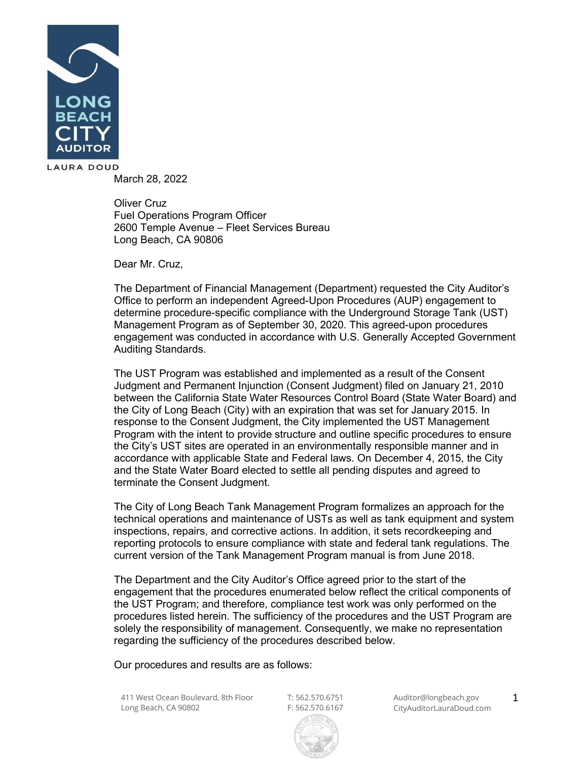LONG BEACH CITY AUDITOR

LAURA DOUD

March 28, 2022

Oliver Cruz
Fuel Operations Program Officer
2600 Temple Avenue – Fleet Services Bureau
Long Beach, CA 90806

Dear Mr. Cruz,

The Department of Financial Management (Department) requested the City Auditor's Office to perform an independent Agreed-Upon Procedures (AUP) engagement to determine procedure-specific compliance with the Underground Storage Tank (UST) Management Program as of September 30, 2020. This agreed-upon procedures engagement was conducted in accordance with U.S. Generally Accepted Government Auditing Standards.

The UST Program was established and implemented as a result of the Consent Judgment and Permanent Injunction (Consent Judgment) filed on January 21, 2010 between the California State Water Resources Control Board (State Water Board) and the City of Long Beach (City) with an expiration that was set for January 2015. In response to the Consent Judgment, the City implemented the UST Management Program with the intent to provide structure and outline specific procedures to ensure the City's UST sites are operated in an environmentally responsible manner and in accordance with applicable State and Federal laws. On December 4, 2015, the City and the State Water Board elected to settle all pending disputes and agreed to terminate the Consent Judgment.

The City of Long Beach Tank Management Program formalizes an approach for the technical operations and maintenance of USTs as well as tank equipment and system inspections, repairs, and corrective actions. In addition, it sets recordkeeping and reporting protocols to ensure compliance with state and federal tank regulations. The current version of the Tank Management Program manual is from June 2018.

The Department and the City Auditor's Office agreed prior to the start of the engagement that the procedures enumerated below reflect the critical components of the UST Program; and therefore, compliance test work was only performed on the procedures listed herein. The sufficiency of the procedures and the UST Program are solely the responsibility of management. Consequently, we make no representation regarding the sufficiency of the procedures described below.

Our procedures and results are as follows:

411 West Ocean Boulevard, 8th Floor
Long Beach, CA 90802

T: 562.570.6751
F: 562.570.6167

Auditor@longbeach.gov
CityAuditorLauraDoud.com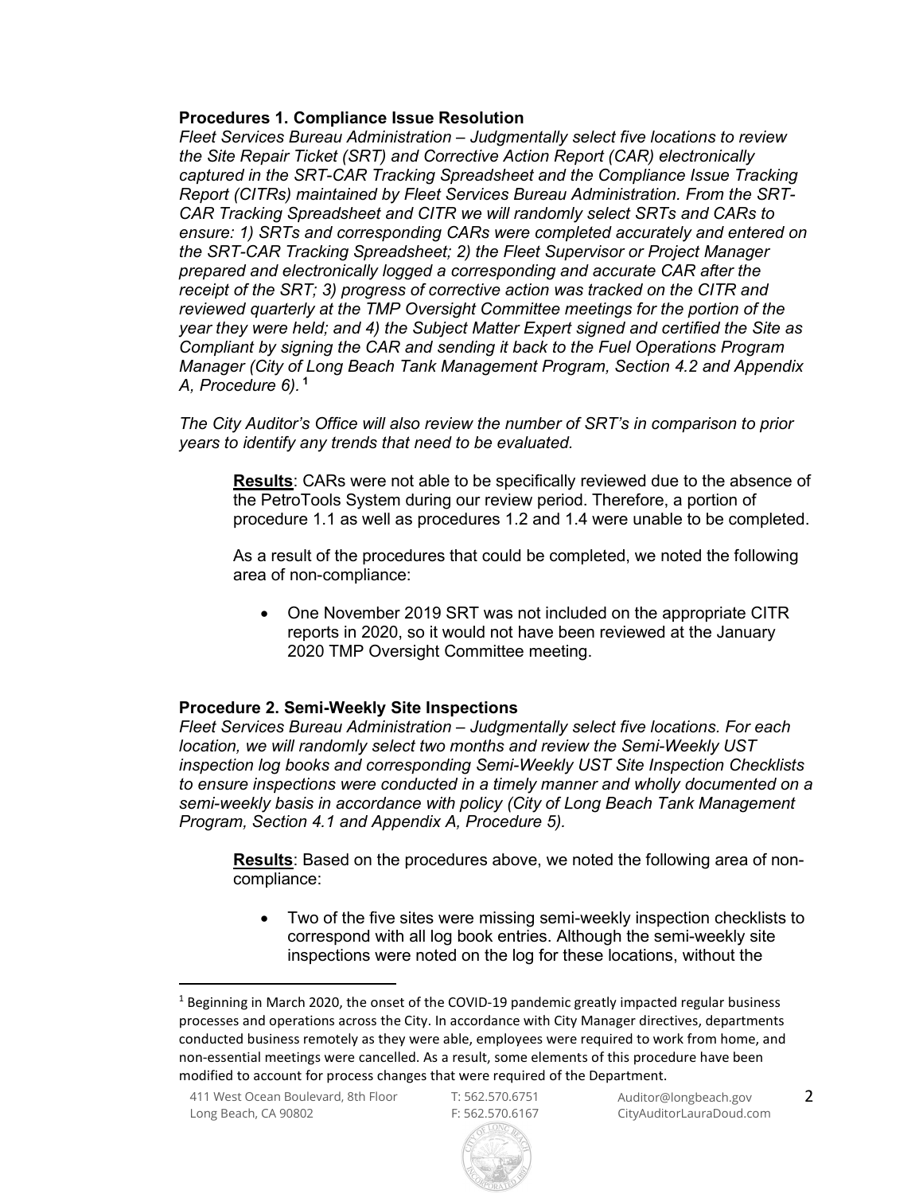**Procedures 1. Compliance Issue Resolution**

*Fleet Services Bureau Administration – Judgmentally select five locations to review the Site Repair Ticket (SRT) and Corrective Action Report (CAR) electronically captured in the SRT-CAR Tracking Spreadsheet and the Compliance Issue Tracking Report (CITRs) maintained by Fleet Services Bureau Administration. From the SRT-CAR Tracking Spreadsheet and CITR we will randomly select SRTs and CARs to ensure: 1) SRTs and corresponding CARs were completed accurately and entered on the SRT-CAR Tracking Spreadsheet; 2) the Fleet Supervisor or Project Manager prepared and electronically logged a corresponding and accurate CAR after the receipt of the SRT; 3) progress of corrective action was tracked on the CITR and reviewed quarterly at the TMP Oversight Committee meetings for the portion of the year they were held; and 4) the Subject Matter Expert signed and certified the Site as Compliant by signing the CAR and sending it back to the Fuel Operations Program Manager (City of Long Beach Tank Management Program, Section 4.2 and Appendix A, Procedure 6).* [1]

*The City Auditor's Office will also review the number of SRT's in comparison to prior years to identify any trends that need to be evaluated.*

> **Results**: CARs were not able to be specifically reviewed due to the absence of the PetroTools System during our review period. Therefore, a portion of procedure 1.1 as well as procedures 1.2 and 1.4 were unable to be completed.
>
> As a result of the procedures that could be completed, we noted the following area of non-compliance:
>
> - One November 2019 SRT was not included on the appropriate CITR reports in 2020, so it would not have been reviewed at the January 2020 TMP Oversight Committee meeting.

**Procedure 2. Semi-Weekly Site Inspections**

*Fleet Services Bureau Administration – Judgmentally select five locations. For each location, we will randomly select two months and review the Semi-Weekly UST inspection log books and corresponding Semi-Weekly UST Site Inspection Checklists to ensure inspections were conducted in a timely manner and wholly documented on a semi-weekly basis in accordance with policy (City of Long Beach Tank Management Program, Section 4.1 and Appendix A, Procedure 5).*

> **Results**: Based on the procedures above, we noted the following area of non-compliance:
>
> - Two of the five sites were missing semi-weekly inspection checklists to correspond with all log book entries. Although the semi-weekly site inspections were noted on the log for these locations, without the

---

[1] Beginning in March 2020, the onset of the COVID-19 pandemic greatly impacted regular business processes and operations across the City. In accordance with City Manager directives, departments conducted business remotely as they were able, employees were required to work from home, and non-essential meetings were cancelled. As a result, some elements of this procedure have been modified to account for process changes that were required of the Department.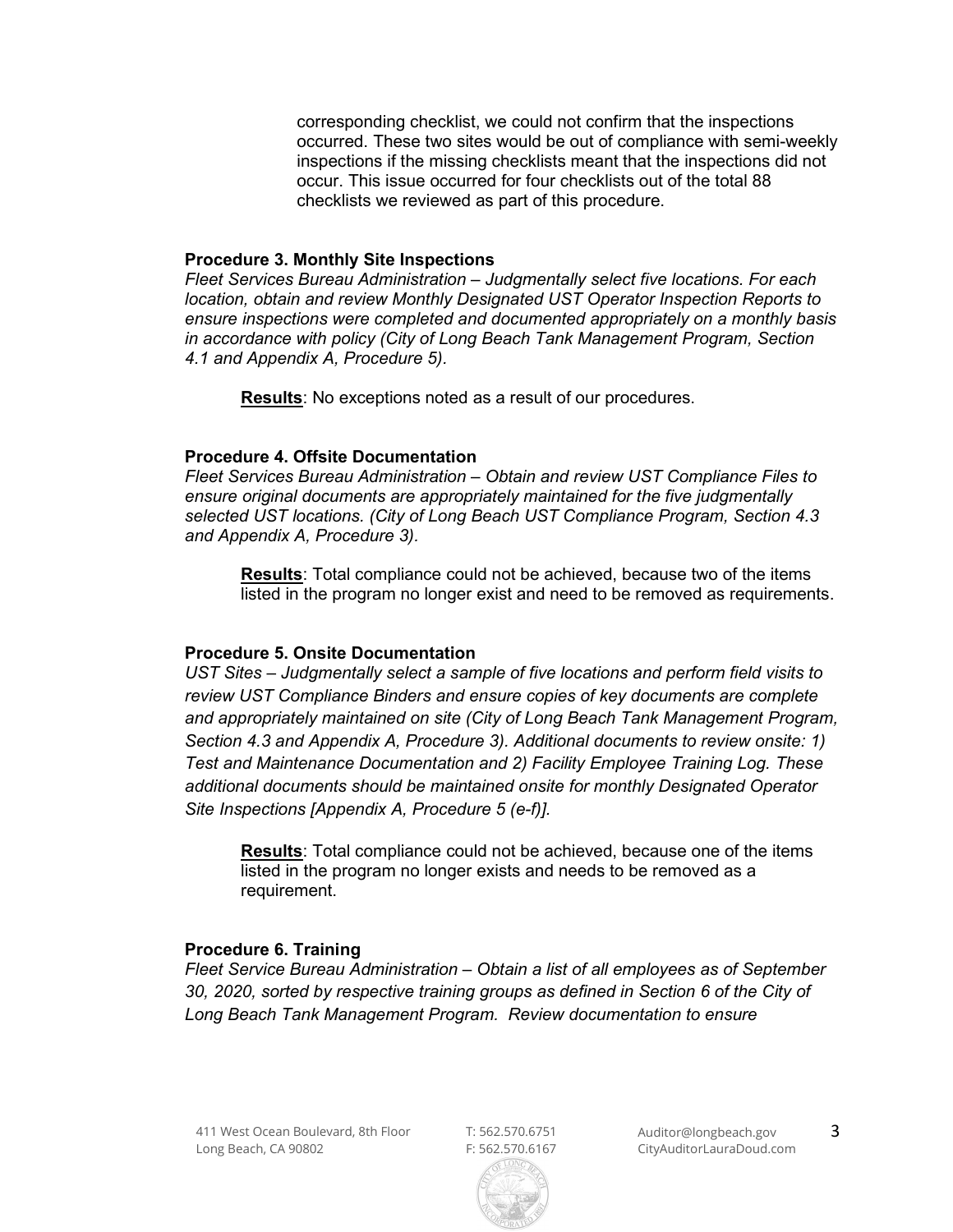corresponding checklist, we could not confirm that the inspections occurred. These two sites would be out of compliance with semi-weekly inspections if the missing checklists meant that the inspections did not occur. This issue occurred for four checklists out of the total 88 checklists we reviewed as part of this procedure.

**Procedure 3. Monthly Site Inspections**
*Fleet Services Bureau Administration – Judgmentally select five locations. For each location, obtain and review Monthly Designated UST Operator Inspection Reports to ensure inspections were completed and documented appropriately on a monthly basis in accordance with policy (City of Long Beach Tank Management Program, Section 4.1 and Appendix A, Procedure 5).*

**Results**: No exceptions noted as a result of our procedures.

**Procedure 4. Offsite Documentation**
*Fleet Services Bureau Administration – Obtain and review UST Compliance Files to ensure original documents are appropriately maintained for the five judgmentally selected UST locations. (City of Long Beach UST Compliance Program, Section 4.3 and Appendix A, Procedure 3).*

**Results**: Total compliance could not be achieved, because two of the items listed in the program no longer exist and need to be removed as requirements.

**Procedure 5. Onsite Documentation**
*UST Sites – Judgmentally select a sample of five locations and perform field visits to review UST Compliance Binders and ensure copies of key documents are complete and appropriately maintained on site (City of Long Beach Tank Management Program, Section 4.3 and Appendix A, Procedure 3). Additional documents to review onsite: 1) Test and Maintenance Documentation and 2) Facility Employee Training Log. These additional documents should be maintained onsite for monthly Designated Operator Site Inspections [Appendix A, Procedure 5 (e-f)].*

**Results**: Total compliance could not be achieved, because one of the items listed in the program no longer exists and needs to be removed as a requirement.

**Procedure 6. Training**
*Fleet Service Bureau Administration – Obtain a list of all employees as of September 30, 2020, sorted by respective training groups as defined in Section 6 of the City of Long Beach Tank Management Program. Review documentation to ensure*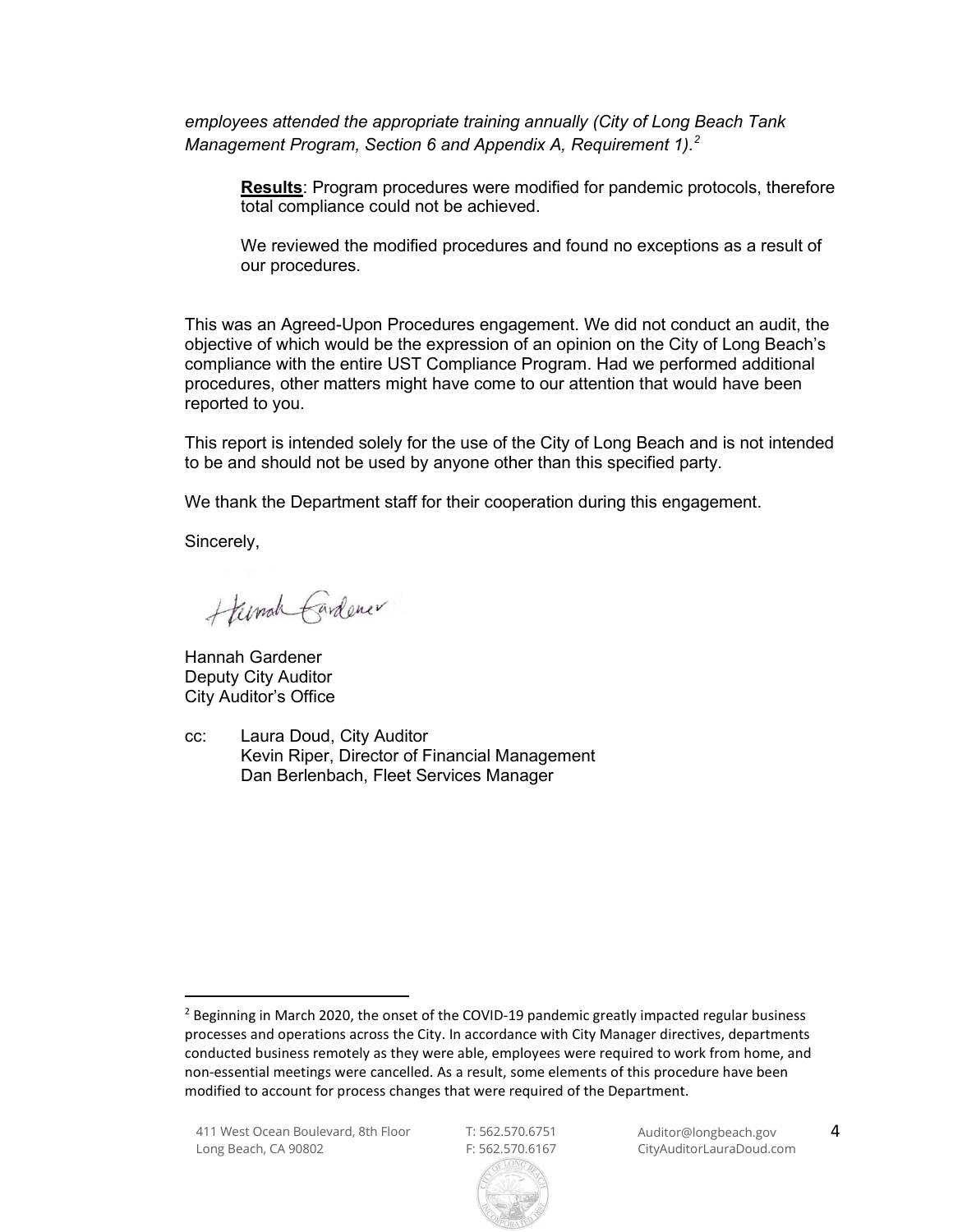*employees attended the appropriate training annually (City of Long Beach Tank Management Program, Section 6 and Appendix A, Requirement 1).*[2]

> **Results**: Program procedures were modified for pandemic protocols, therefore total compliance could not be achieved.
>
> We reviewed the modified procedures and found no exceptions as a result of our procedures.

This was an Agreed-Upon Procedures engagement. We did not conduct an audit, the objective of which would be the expression of an opinion on the City of Long Beach's compliance with the entire UST Compliance Program. Had we performed additional procedures, other matters might have come to our attention that would have been reported to you.

This report is intended solely for the use of the City of Long Beach and is not intended to be and should not be used by anyone other than this specified party.

We thank the Department staff for their cooperation during this engagement.

Sincerely,

Hannah Gardener
Deputy City Auditor
City Auditor's Office

cc: Laura Doud, City Auditor
Kevin Riper, Director of Financial Management
Dan Berlenbach, Fleet Services Manager

---

[2] Beginning in March 2020, the onset of the COVID-19 pandemic greatly impacted regular business processes and operations across the City. In accordance with City Manager directives, departments conducted business remotely as they were able, employees were required to work from home, and non-essential meetings were cancelled. As a result, some elements of this procedure have been modified to account for process changes that were required of the Department.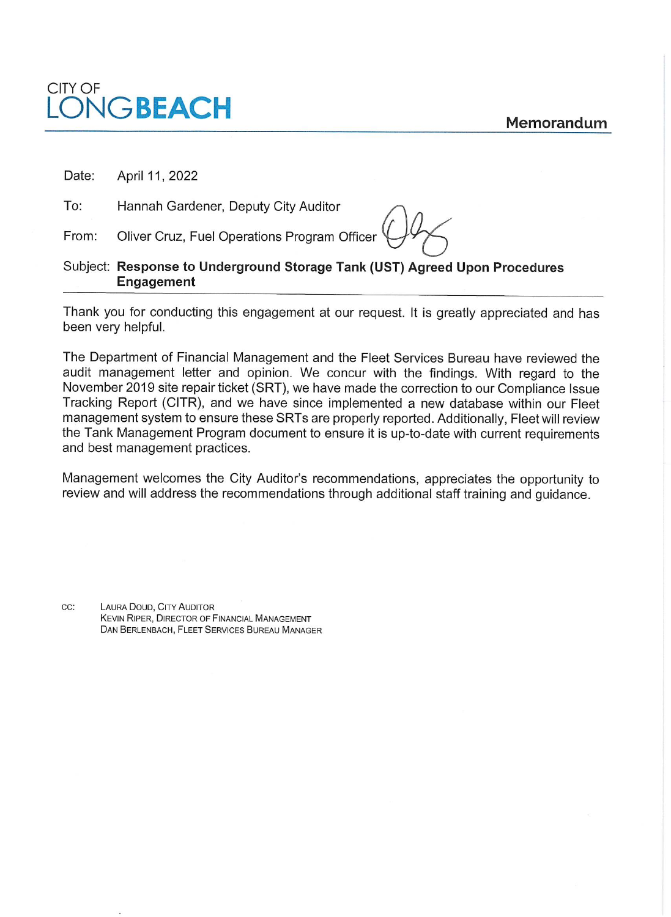CITY OF
LONG**BEACH**

**Memorandum**

Date: April 11, 2022

To: Hannah Gardener, Deputy City Auditor

From: Oliver Cruz, Fuel Operations Program Officer

Subject: **Response to Underground Storage Tank (UST) Agreed Upon Procedures Engagement**

---

Thank you for conducting this engagement at our request. It is greatly appreciated and has been very helpful.

The Department of Financial Management and the Fleet Services Bureau have reviewed the audit management letter and opinion. We concur with the findings. With regard to the November 2019 site repair ticket (SRT), we have made the correction to our Compliance Issue Tracking Report (CITR), and we have since implemented a new database within our Fleet management system to ensure these SRTs are properly reported. Additionally, Fleet will review the Tank Management Program document to ensure it is up-to-date with current requirements and best management practices.

Management welcomes the City Auditor's recommendations, appreciates the opportunity to review and will address the recommendations through additional staff training and guidance.

CC: Laura Doud, City Auditor
Kevin Riper, Director of Financial Management
Dan Berlenbach, Fleet Services Bureau Manager